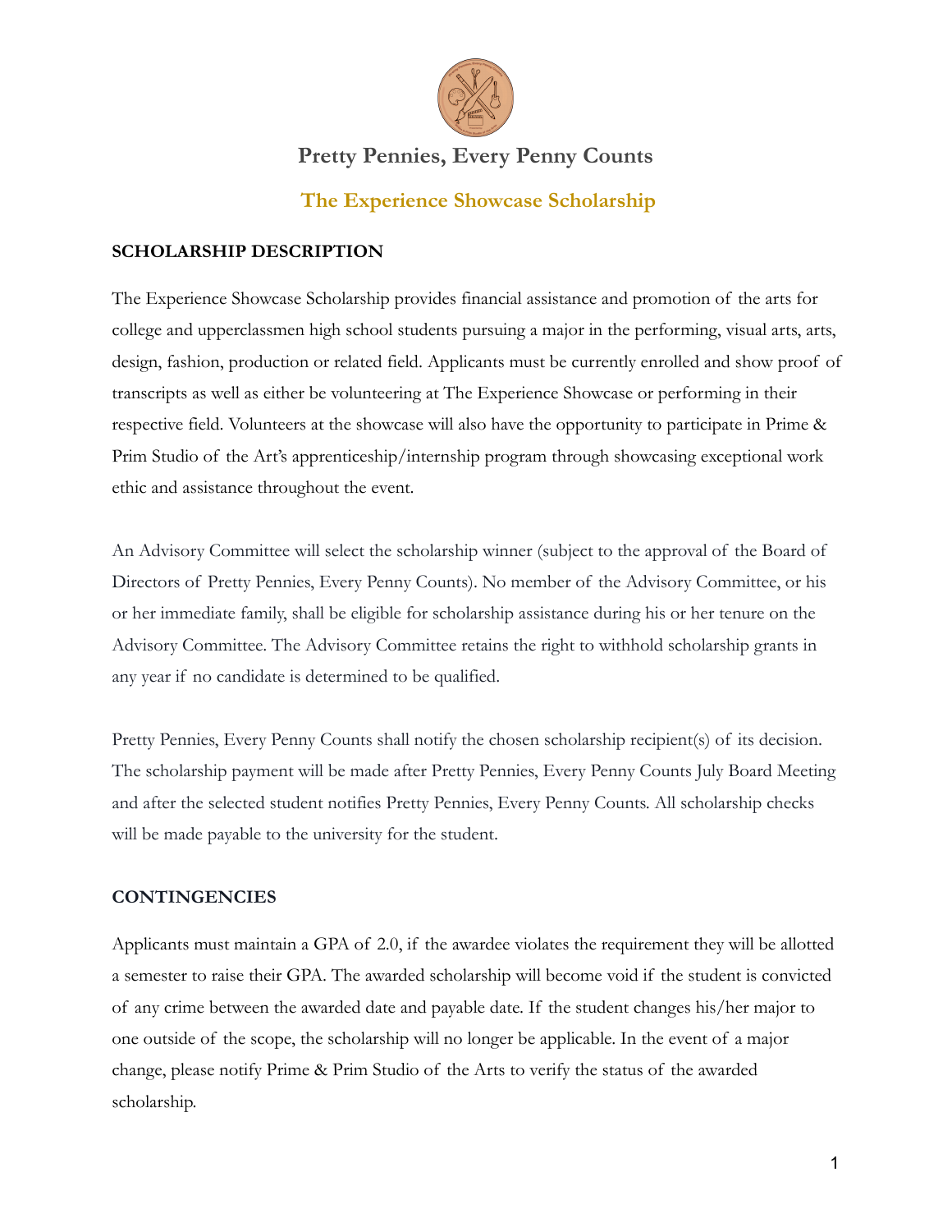# Pretty Pennies, Every Penny Counts

## The Experience Showcase Scholarship

**SCHOLARSHIP DESCRIPTION**

The Experience Showcase Scholarship provides financial assistance and promotion of the arts for college and upperclassmen high school students pursuing a major in the performing, visual arts, arts, design, fashion, production or related field. Applicants must be currently enrolled and show proof of transcripts as well as either be volunteering at The Experience Showcase or performing in their respective field. Volunteers at the showcase will also have the opportunity to participate in Prime & Prim Studio of the Art's apprenticeship/internship program through showcasing exceptional work ethic and assistance throughout the event.

An Advisory Committee will select the scholarship winner (subject to the approval of the Board of Directors of Pretty Pennies, Every Penny Counts). No member of the Advisory Committee, or his or her immediate family, shall be eligible for scholarship assistance during his or her tenure on the Advisory Committee. The Advisory Committee retains the right to withhold scholarship grants in any year if no candidate is determined to be qualified.

Pretty Pennies, Every Penny Counts shall notify the chosen scholarship recipient(s) of its decision. The scholarship payment will be made after Pretty Pennies, Every Penny Counts July Board Meeting and after the selected student notifies Pretty Pennies, Every Penny Counts. All scholarship checks will be made payable to the university for the student.

**CONTINGENCIES**

Applicants must maintain a GPA of 2.0, if the awardee violates the requirement they will be allotted a semester to raise their GPA. The awarded scholarship will become void if the student is convicted of any crime between the awarded date and payable date. If the student changes his/her major to one outside of the scope, the scholarship will no longer be applicable. In the event of a major change, please notify Prime & Prim Studio of the Arts to verify the status of the awarded scholarship.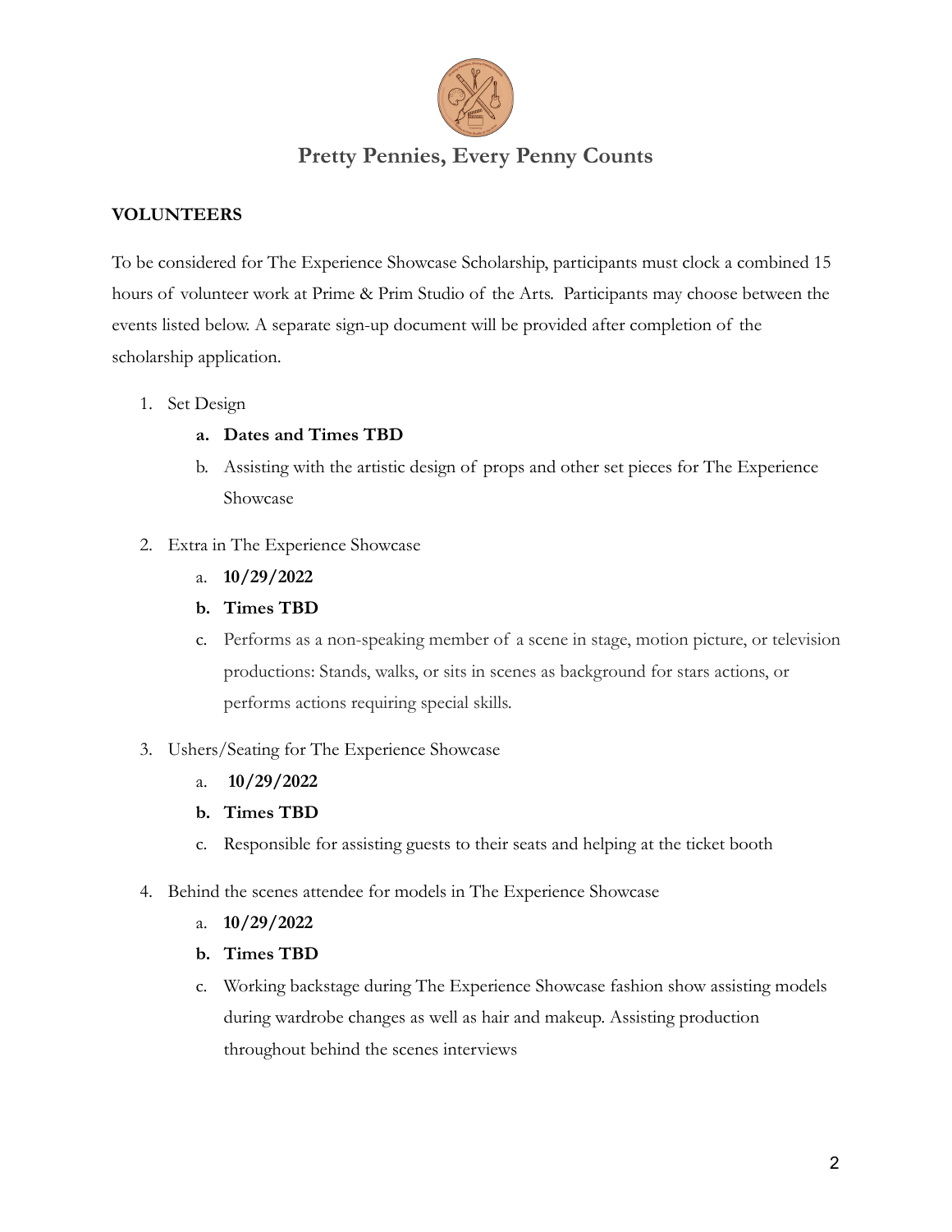## Pretty Pennies, Every Penny Counts

**VOLUNTEERS**

To be considered for The Experience Showcase Scholarship, participants must clock a combined 15 hours of volunteer work at Prime & Prim Studio of the Arts. Participants may choose between the events listed below. A separate sign-up document will be provided after completion of the scholarship application.

1. Set Design
    a. **Dates and Times TBD**
    b. Assisting with the artistic design of props and other set pieces for The Experience Showcase
2. Extra in The Experience Showcase
    a. **10/29/2022**
    b. **Times TBD**
    c. Performs as a non-speaking member of a scene in stage, motion picture, or television productions: Stands, walks, or sits in scenes as background for stars actions, or performs actions requiring special skills.
3. Ushers/Seating for The Experience Showcase
    a. **10/29/2022**
    b. **Times TBD**
    c. Responsible for assisting guests to their seats and helping at the ticket booth
4. Behind the scenes attendee for models in The Experience Showcase
    a. **10/29/2022**
    b. **Times TBD**
    c. Working backstage during The Experience Showcase fashion show assisting models during wardrobe changes as well as hair and makeup. Assisting production throughout behind the scenes interviews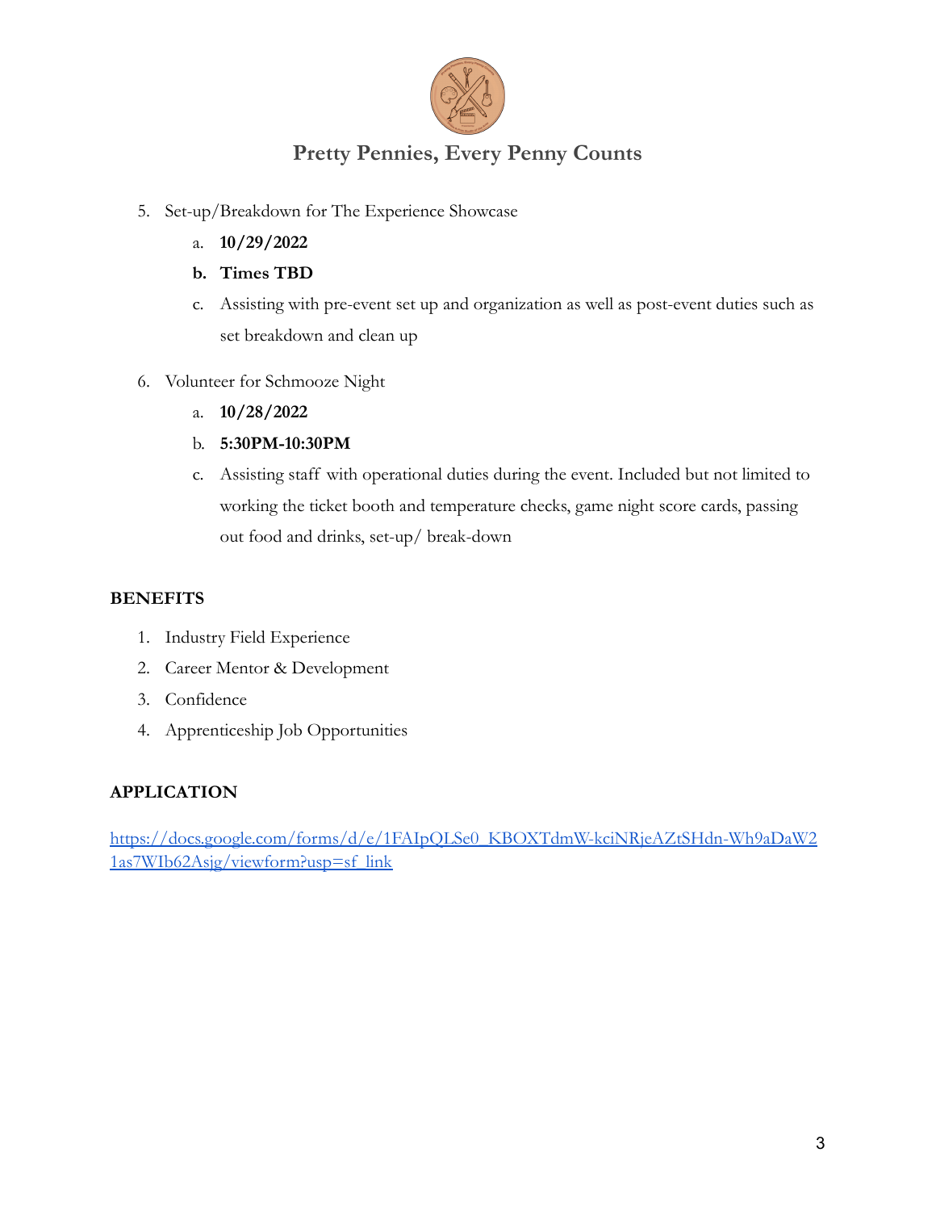## Pretty Pennies, Every Penny Counts

5. Set-up/Breakdown for The Experience Showcase
    a. **10/29/2022**
    b. **Times TBD**
    c. Assisting with pre-event set up and organization as well as post-event duties such as set breakdown and clean up

6. Volunteer for Schmooze Night
    a. **10/28/2022**
    b. **5:30PM-10:30PM**
    c. Assisting staff with operational duties during the event. Included but not limited to working the ticket booth and temperature checks, game night score cards, passing out food and drinks, set-up/ break-down

**BENEFITS**

1. Industry Field Experience
2. Career Mentor & Development
3. Confidence
4. Apprenticeship Job Opportunities

**APPLICATION**

https://docs.google.com/forms/d/e/1FAIpQLSe0_KBOXTdmW-kciNRjeAZtSHdn-Wh9aDaW21as7WIb62Asjg/viewform?usp=sf_link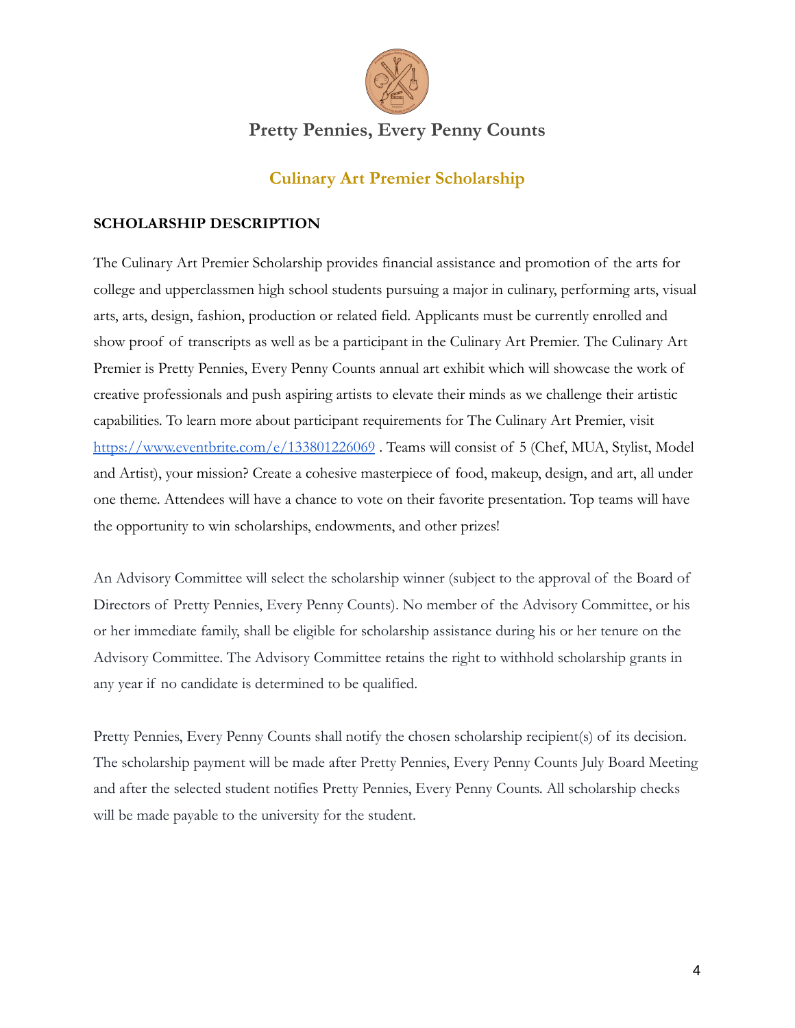## Pretty Pennies, Every Penny Counts

### Culinary Art Premier Scholarship

**SCHOLARSHIP DESCRIPTION**

The Culinary Art Premier Scholarship provides financial assistance and promotion of the arts for college and upperclassmen high school students pursuing a major in culinary, performing arts, visual arts, arts, design, fashion, production or related field. Applicants must be currently enrolled and show proof of transcripts as well as be a participant in the Culinary Art Premier. The Culinary Art Premier is Pretty Pennies, Every Penny Counts annual art exhibit which will showcase the work of creative professionals and push aspiring artists to elevate their minds as we challenge their artistic capabilities. To learn more about participant requirements for The Culinary Art Premier, visit https://www.eventbrite.com/e/133801226069 . Teams will consist of 5 (Chef, MUA, Stylist, Model and Artist), your mission? Create a cohesive masterpiece of food, makeup, design, and art, all under one theme. Attendees will have a chance to vote on their favorite presentation. Top teams will have the opportunity to win scholarships, endowments, and other prizes!

An Advisory Committee will select the scholarship winner (subject to the approval of the Board of Directors of Pretty Pennies, Every Penny Counts). No member of the Advisory Committee, or his or her immediate family, shall be eligible for scholarship assistance during his or her tenure on the Advisory Committee. The Advisory Committee retains the right to withhold scholarship grants in any year if no candidate is determined to be qualified.

Pretty Pennies, Every Penny Counts shall notify the chosen scholarship recipient(s) of its decision. The scholarship payment will be made after Pretty Pennies, Every Penny Counts July Board Meeting and after the selected student notifies Pretty Pennies, Every Penny Counts. All scholarship checks will be made payable to the university for the student.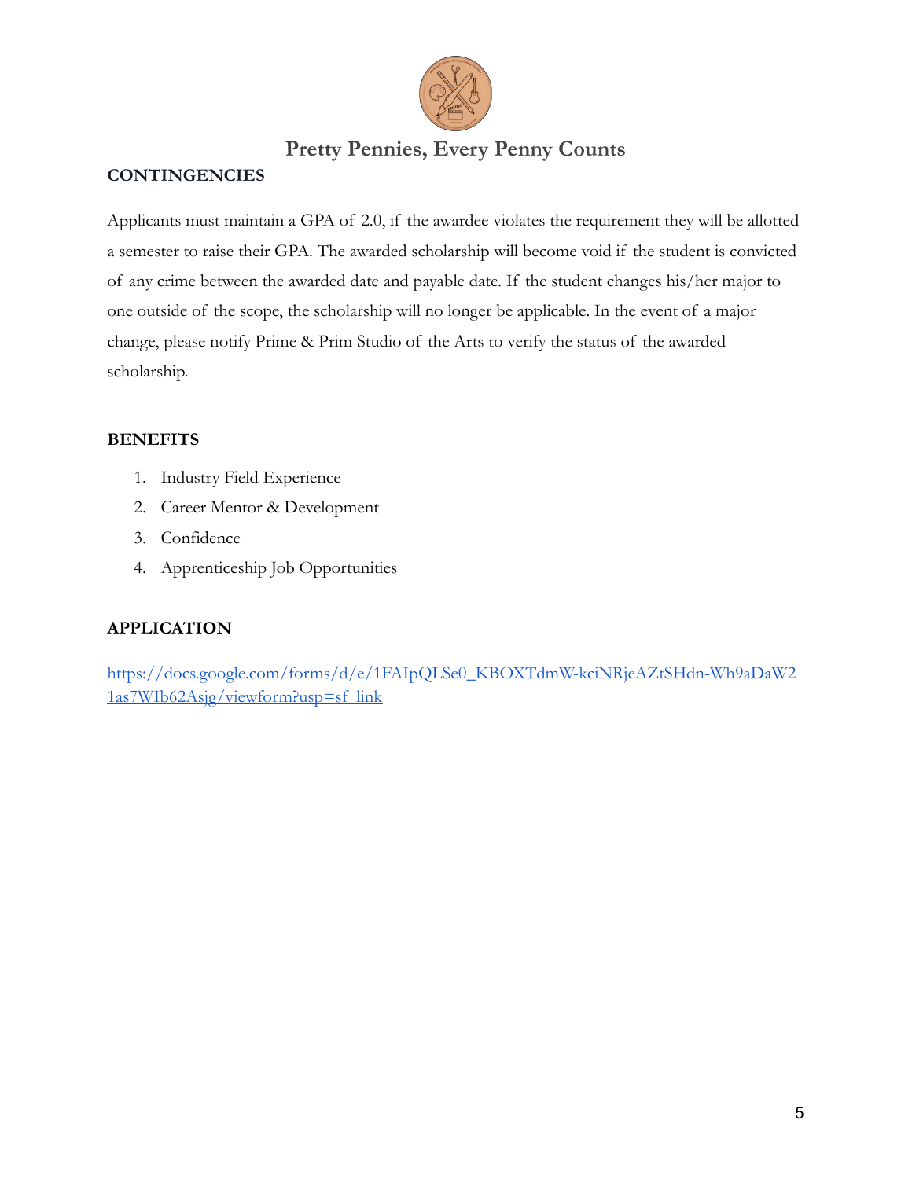## Pretty Pennies, Every Penny Counts

**CONTINGENCIES**

Applicants must maintain a GPA of 2.0, if the awardee violates the requirement they will be allotted a semester to raise their GPA. The awarded scholarship will become void if the student is convicted of any crime between the awarded date and payable date. If the student changes his/her major to one outside of the scope, the scholarship will no longer be applicable. In the event of a major change, please notify Prime & Prim Studio of the Arts to verify the status of the awarded scholarship.

**BENEFITS**

1. Industry Field Experience
2. Career Mentor & Development
3. Confidence
4. Apprenticeship Job Opportunities

**APPLICATION**

https://docs.google.com/forms/d/e/1FAIpQLSe0_KBOXTdmW-kciNRjeAZtSHdn-Wh9aDaW21as7WIb62Asjg/viewform?usp=sf_link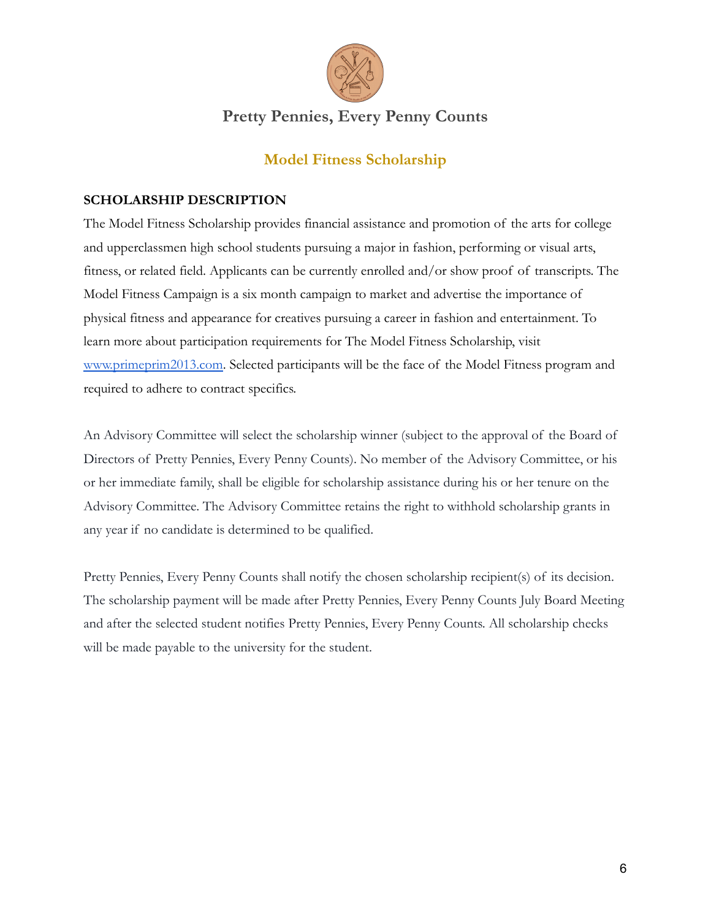## Pretty Pennies, Every Penny Counts

### Model Fitness Scholarship

**SCHOLARSHIP DESCRIPTION**

The Model Fitness Scholarship provides financial assistance and promotion of the arts for college and upperclassmen high school students pursuing a major in fashion, performing or visual arts, fitness, or related field. Applicants can be currently enrolled and/or show proof of transcripts. The Model Fitness Campaign is a six month campaign to market and advertise the importance of physical fitness and appearance for creatives pursuing a career in fashion and entertainment. To learn more about participation requirements for The Model Fitness Scholarship, visit [www.primeprim2013.com](http://www.primeprim2013.com). Selected participants will be the face of the Model Fitness program and required to adhere to contract specifics.

An Advisory Committee will select the scholarship winner (subject to the approval of the Board of Directors of Pretty Pennies, Every Penny Counts). No member of the Advisory Committee, or his or her immediate family, shall be eligible for scholarship assistance during his or her tenure on the Advisory Committee. The Advisory Committee retains the right to withhold scholarship grants in any year if no candidate is determined to be qualified.

Pretty Pennies, Every Penny Counts shall notify the chosen scholarship recipient(s) of its decision. The scholarship payment will be made after Pretty Pennies, Every Penny Counts July Board Meeting and after the selected student notifies Pretty Pennies, Every Penny Counts. All scholarship checks will be made payable to the university for the student.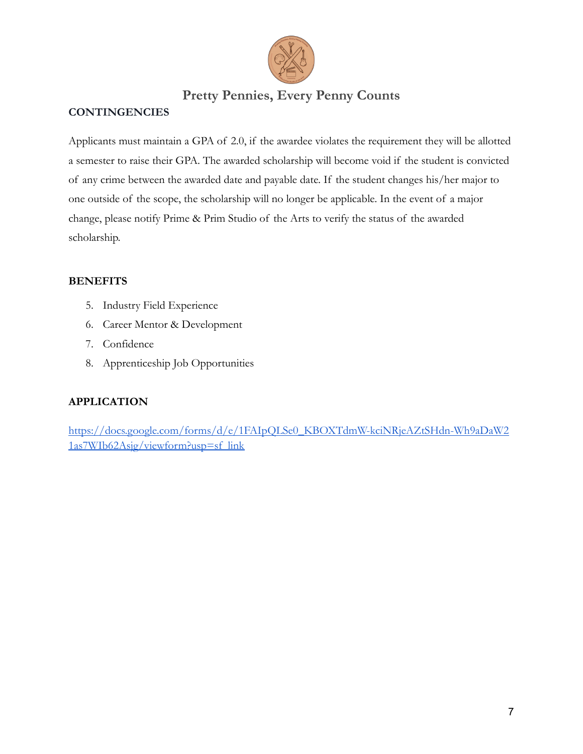## Pretty Pennies, Every Penny Counts

**CONTINGENCIES**

Applicants must maintain a GPA of 2.0, if the awardee violates the requirement they will be allotted a semester to raise their GPA. The awarded scholarship will become void if the student is convicted of any crime between the awarded date and payable date. If the student changes his/her major to one outside of the scope, the scholarship will no longer be applicable. In the event of a major change, please notify Prime & Prim Studio of the Arts to verify the status of the awarded scholarship.

**BENEFITS**

5. Industry Field Experience
6. Career Mentor & Development
7. Confidence
8. Apprenticeship Job Opportunities

**APPLICATION**

[https://docs.google.com/forms/d/e/1FAIpQLSe0_KBOXTdmW-kciNRjeAZtSHdn-Wh9aDaW21as7WIb62Asjg/viewform?usp=sf_link](https://docs.google.com/forms/d/e/1FAIpQLSe0_KBOXTdmW-kciNRjeAZtSHdn-Wh9aDaW21as7WIb62Asjg/viewform?usp=sf_link)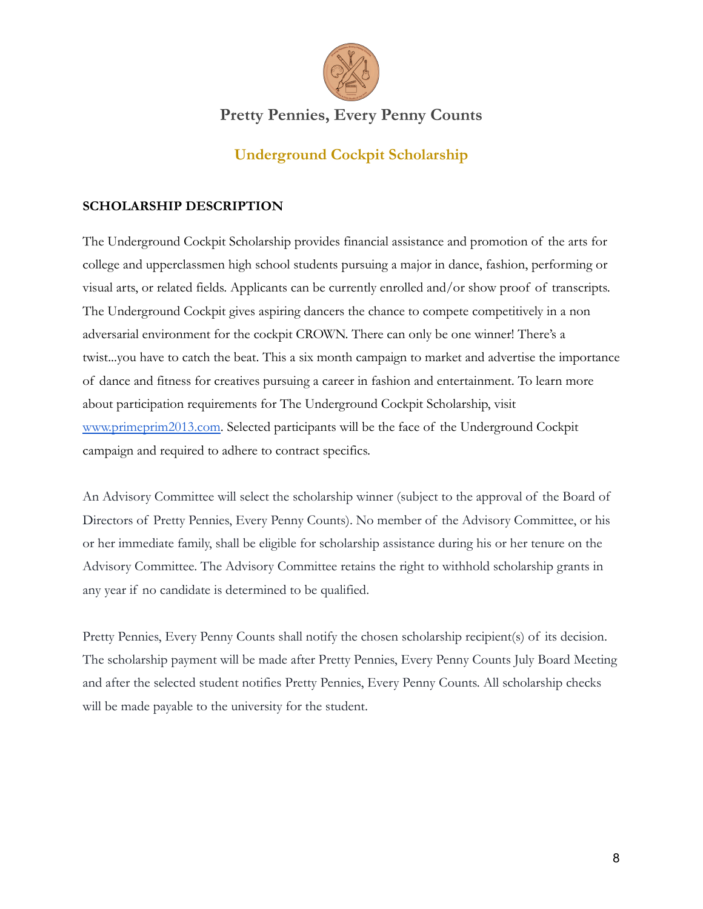# Pretty Pennies, Every Penny Counts

## Underground Cockpit Scholarship

**SCHOLARSHIP DESCRIPTION**

The Underground Cockpit Scholarship provides financial assistance and promotion of the arts for college and upperclassmen high school students pursuing a major in dance, fashion, performing or visual arts, or related fields. Applicants can be currently enrolled and/or show proof of transcripts. The Underground Cockpit gives aspiring dancers the chance to compete competitively in a non adversarial environment for the cockpit CROWN. There can only be one winner! There's a twist...you have to catch the beat. This a six month campaign to market and advertise the importance of dance and fitness for creatives pursuing a career in fashion and entertainment. To learn more about participation requirements for The Underground Cockpit Scholarship, visit [www.primeprim2013.com](http://www.primeprim2013.com). Selected participants will be the face of the Underground Cockpit campaign and required to adhere to contract specifics.

An Advisory Committee will select the scholarship winner (subject to the approval of the Board of Directors of Pretty Pennies, Every Penny Counts). No member of the Advisory Committee, or his or her immediate family, shall be eligible for scholarship assistance during his or her tenure on the Advisory Committee. The Advisory Committee retains the right to withhold scholarship grants in any year if no candidate is determined to be qualified.

Pretty Pennies, Every Penny Counts shall notify the chosen scholarship recipient(s) of its decision. The scholarship payment will be made after Pretty Pennies, Every Penny Counts July Board Meeting and after the selected student notifies Pretty Pennies, Every Penny Counts. All scholarship checks will be made payable to the university for the student.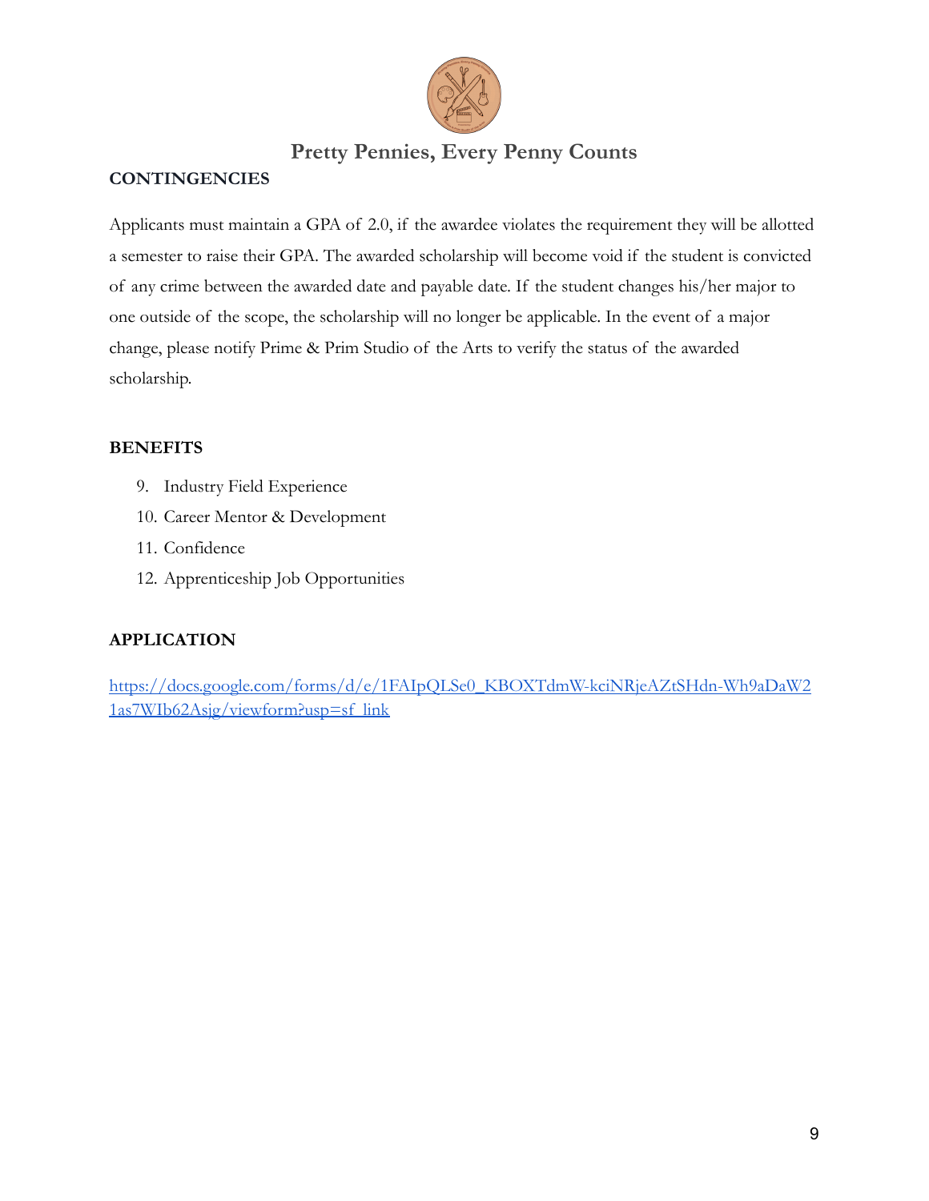## Pretty Pennies, Every Penny Counts

**CONTINGENCIES**

Applicants must maintain a GPA of 2.0, if the awardee violates the requirement they will be allotted a semester to raise their GPA. The awarded scholarship will become void if the student is convicted of any crime between the awarded date and payable date. If the student changes his/her major to one outside of the scope, the scholarship will no longer be applicable. In the event of a major change, please notify Prime & Prim Studio of the Arts to verify the status of the awarded scholarship.

**BENEFITS**

9. Industry Field Experience
10. Career Mentor & Development
11. Confidence
12. Apprenticeship Job Opportunities

**APPLICATION**

[https://docs.google.com/forms/d/e/1FAIpQLSe0_KBOXTdmW-kciNRjeAZtSHdn-Wh9aDaW21as7WIb62Asjg/viewform?usp=sf_link](https://docs.google.com/forms/d/e/1FAIpQLSe0_KBOXTdmW-kciNRjeAZtSHdn-Wh9aDaW21as7WIb62Asjg/viewform?usp=sf_link)